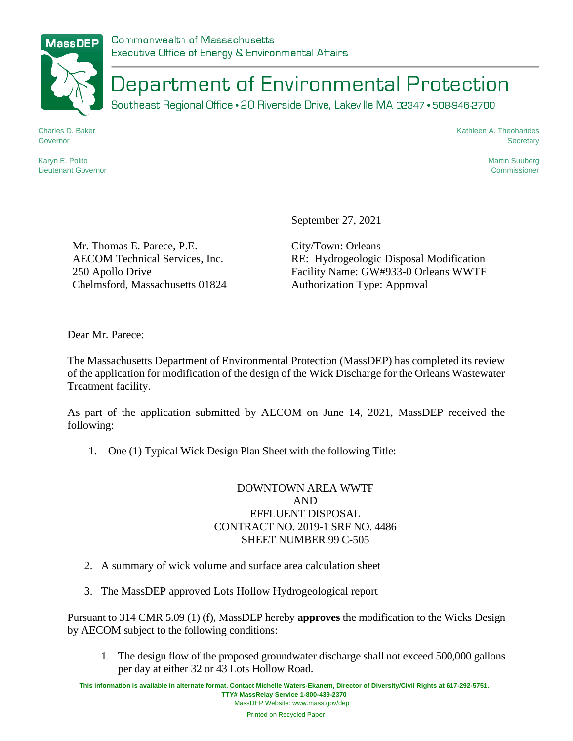Commonwealth of Massachusetts
Executive Office of Energy & Environmental Affairs

# Department of Environmental Protection

Southeast Regional Office • 20 Riverside Drive, Lakeville MA 02347 • 508-946-2700

Charles D. Baker
Governor

Karyn E. Polito
Lieutenant Governor

Kathleen A. Theoharides
Secretary

Martin Suuberg
Commissioner

September 27, 2021

Mr. Thomas E. Parece, P.E.
AECOM Technical Services, Inc.
250 Apollo Drive
Chelmsford, Massachusetts 01824

City/Town: Orleans
RE: Hydrogeologic Disposal Modification
Facility Name: GW#933-0 Orleans WWTF
Authorization Type: Approval

Dear Mr. Parece:

The Massachusetts Department of Environmental Protection (MassDEP) has completed its review of the application for modification of the design of the Wick Discharge for the Orleans Wastewater Treatment facility.

As part of the application submitted by AECOM on June 14, 2021, MassDEP received the following:

1. One (1) Typical Wick Design Plan Sheet with the following Title:

   DOWNTOWN AREA WWTF
   AND
   EFFLUENT DISPOSAL
   CONTRACT NO. 2019-1 SRF NO. 4486
   SHEET NUMBER 99 C-505

2. A summary of wick volume and surface area calculation sheet

3. The MassDEP approved Lots Hollow Hydrogeological report

Pursuant to 314 CMR 5.09 (1) (f), MassDEP hereby **approves** the modification to the Wicks Design by AECOM subject to the following conditions:

1. The design flow of the proposed groundwater discharge shall not exceed 500,000 gallons per day at either 32 or 43 Lots Hollow Road.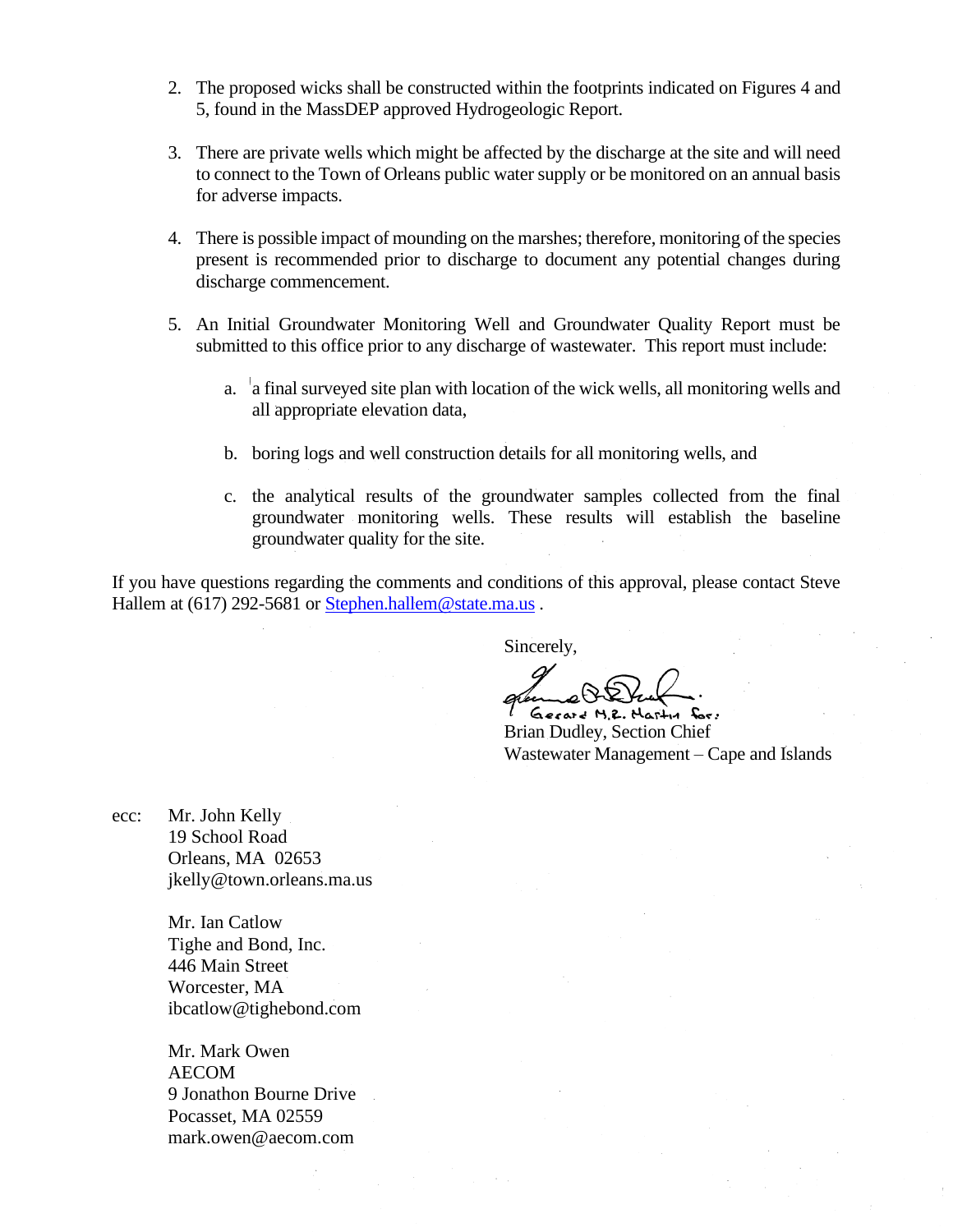2. The proposed wicks shall be constructed within the footprints indicated on Figures 4 and 5, found in the MassDEP approved Hydrogeologic Report.

3. There are private wells which might be affected by the discharge at the site and will need to connect to the Town of Orleans public water supply or be monitored on an annual basis for adverse impacts.

4. There is possible impact of mounding on the marshes; therefore, monitoring of the species present is recommended prior to discharge to document any potential changes during discharge commencement.

5. An Initial Groundwater Monitoring Well and Groundwater Quality Report must be submitted to this office prior to any discharge of wastewater. This report must include:

   a. a final surveyed site plan with location of the wick wells, all monitoring wells and all appropriate elevation data,

   b. boring logs and well construction details for all monitoring wells, and

   c. the analytical results of the groundwater samples collected from the final groundwater monitoring wells. These results will establish the baseline groundwater quality for the site.

If you have questions regarding the comments and conditions of this approval, please contact Steve Hallem at (617) 292-5681 or Stephen.hallem@state.ma.us .

Sincerely,

Gerard M.R. Martin for:
Brian Dudley, Section Chief
Wastewater Management – Cape and Islands

ecc: Mr. John Kelly
19 School Road
Orleans, MA 02653
jkelly@town.orleans.ma.us

Mr. Ian Catlow
Tighe and Bond, Inc.
446 Main Street
Worcester, MA
ibcatlow@tighebond.com

Mr. Mark Owen
AECOM
9 Jonathon Bourne Drive
Pocasset, MA 02559
mark.owen@aecom.com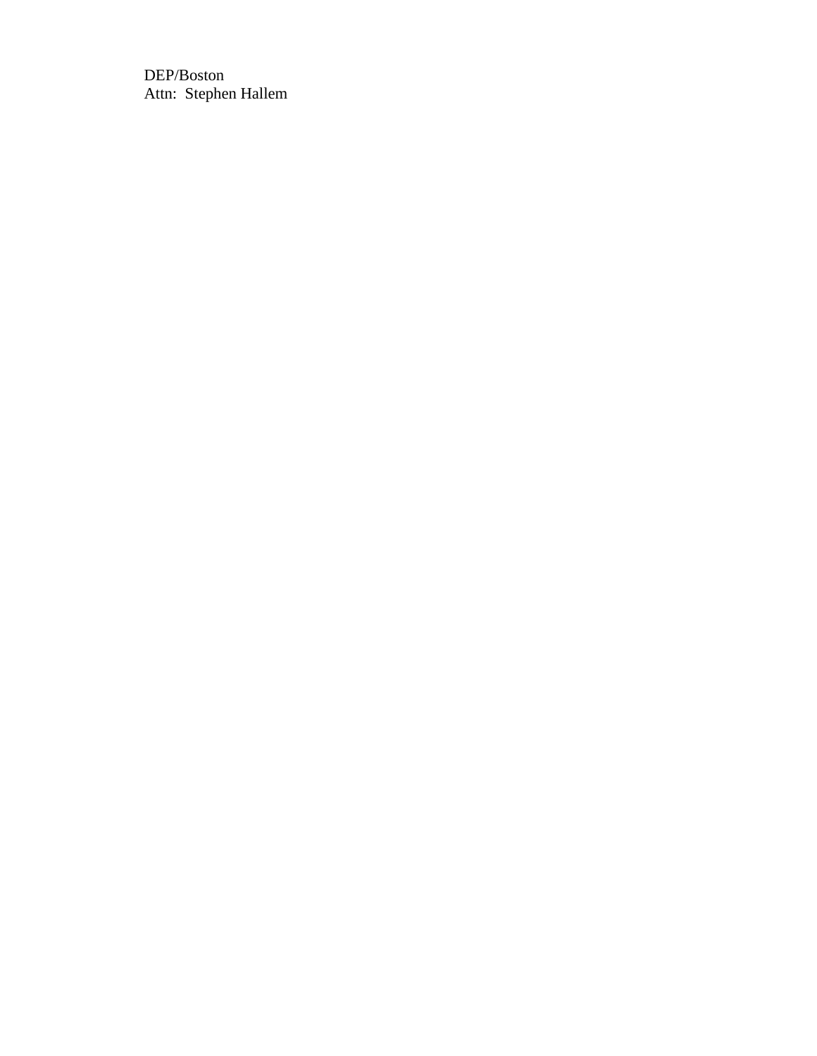DEP/Boston
Attn: Stephen Hallem